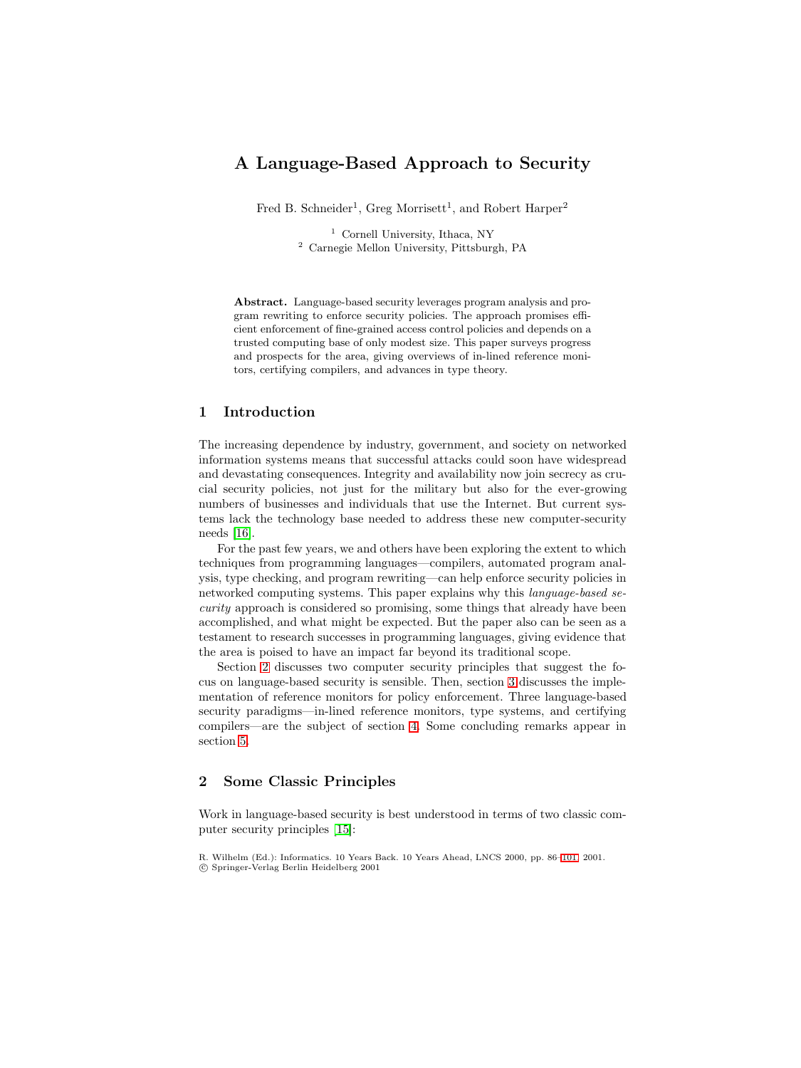# A Language-Based Approach to Security

Fred B. Schneider[1], Greg Morrisett[1], and Robert Harper[2]

[1] Cornell University, Ithaca, NY
[2] Carnegie Mellon University, Pittsburgh, PA

**Abstract.** Language-based security leverages program analysis and program rewriting to enforce security policies. The approach promises efficient enforcement of fine-grained access control policies and depends on a trusted computing base of only modest size. This paper surveys progress and prospects for the area, giving overviews of in-lined reference monitors, certifying compilers, and advances in type theory.

## 1 Introduction

The increasing dependence by industry, government, and society on networked information systems means that successful attacks could soon have widespread and devastating consequences. Integrity and availability now join secrecy as crucial security policies, not just for the military but also for the ever-growing numbers of businesses and individuals that use the Internet. But current systems lack the technology base needed to address these new computer-security needs [16].

For the past few years, we and others have been exploring the extent to which techniques from programming languages—compilers, automated program analysis, type checking, and program rewriting—can help enforce security policies in networked computing systems. This paper explains why this *language-based security* approach is considered so promising, some things that already have been accomplished, and what might be expected. But the paper also can be seen as a testament to research successes in programming languages, giving evidence that the area is poised to have an impact far beyond its traditional scope.

Section 2 discusses two computer security principles that suggest the focus on language-based security is sensible. Then, section 3 discusses the implementation of reference monitors for policy enforcement. Three language-based security paradigms—in-lined reference monitors, type systems, and certifying compilers—are the subject of section 4. Some concluding remarks appear in section 5.

## 2 Some Classic Principles

Work in language-based security is best understood in terms of two classic computer security principles [15]:

R. Wilhelm (Ed.): Informatics. 10 Years Back. 10 Years Ahead, LNCS 2000, pp. 86–101, 2001.
© Springer-Verlag Berlin Heidelberg 2001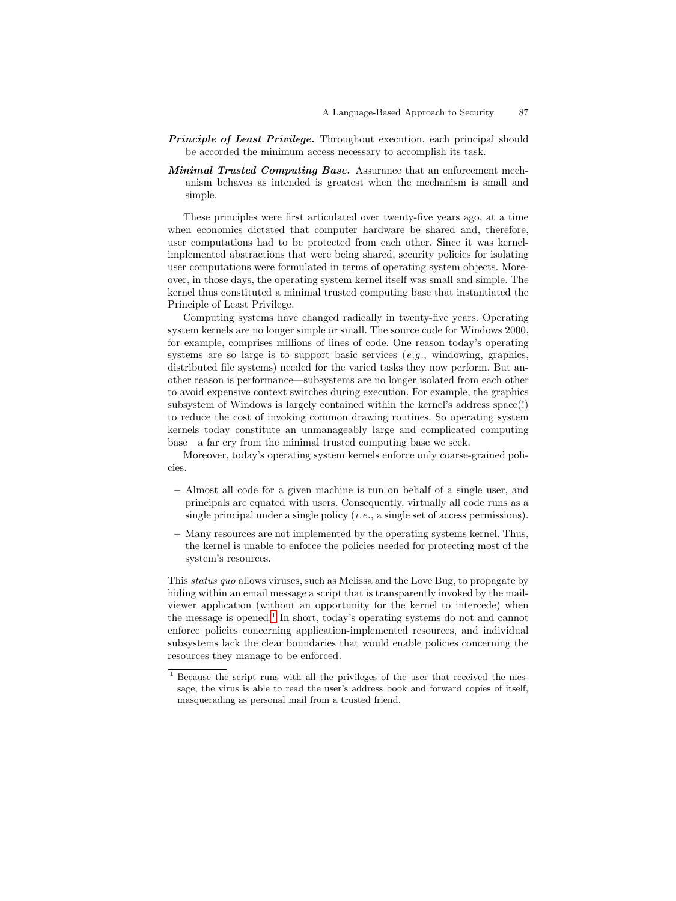- ***Principle of Least Privilege.*** Throughout execution, each principal should be accorded the minimum access necessary to accomplish its task.
- ***Minimal Trusted Computing Base.*** Assurance that an enforcement mechanism behaves as intended is greatest when the mechanism is small and simple.

These principles were first articulated over twenty-five years ago, at a time when economics dictated that computer hardware be shared and, therefore, user computations had to be protected from each other. Since it was kernel-implemented abstractions that were being shared, security policies for isolating user computations were formulated in terms of operating system objects. Moreover, in those days, the operating system kernel itself was small and simple. The kernel thus constituted a minimal trusted computing base that instantiated the Principle of Least Privilege.

Computing systems have changed radically in twenty-five years. Operating system kernels are no longer simple or small. The source code for Windows 2000, for example, comprises millions of lines of code. One reason today's operating systems are so large is to support basic services (*e.g.*, windowing, graphics, distributed file systems) needed for the varied tasks they now perform. But another reason is performance—subsystems are no longer isolated from each other to avoid expensive context switches during execution. For example, the graphics subsystem of Windows is largely contained within the kernel's address space(!) to reduce the cost of invoking common drawing routines. So operating system kernels today constitute an unmanageably large and complicated computing base—a far cry from the minimal trusted computing base we seek.

Moreover, today's operating system kernels enforce only coarse-grained policies.

- Almost all code for a given machine is run on behalf of a single user, and principals are equated with users. Consequently, virtually all code runs as a single principal under a single policy (*i.e.*, a single set of access permissions).
- Many resources are not implemented by the operating systems kernel. Thus, the kernel is unable to enforce the policies needed for protecting most of the system's resources.

This *status quo* allows viruses, such as Melissa and the Love Bug, to propagate by hiding within an email message a script that is transparently invoked by the mail-viewer application (without an opportunity for the kernel to intercede) when the message is opened.[1] In short, today's operating systems do not and cannot enforce policies concerning application-implemented resources, and individual subsystems lack the clear boundaries that would enable policies concerning the resources they manage to be enforced.

[1] Because the script runs with all the privileges of the user that received the message, the virus is able to read the user's address book and forward copies of itself, masquerading as personal mail from a trusted friend.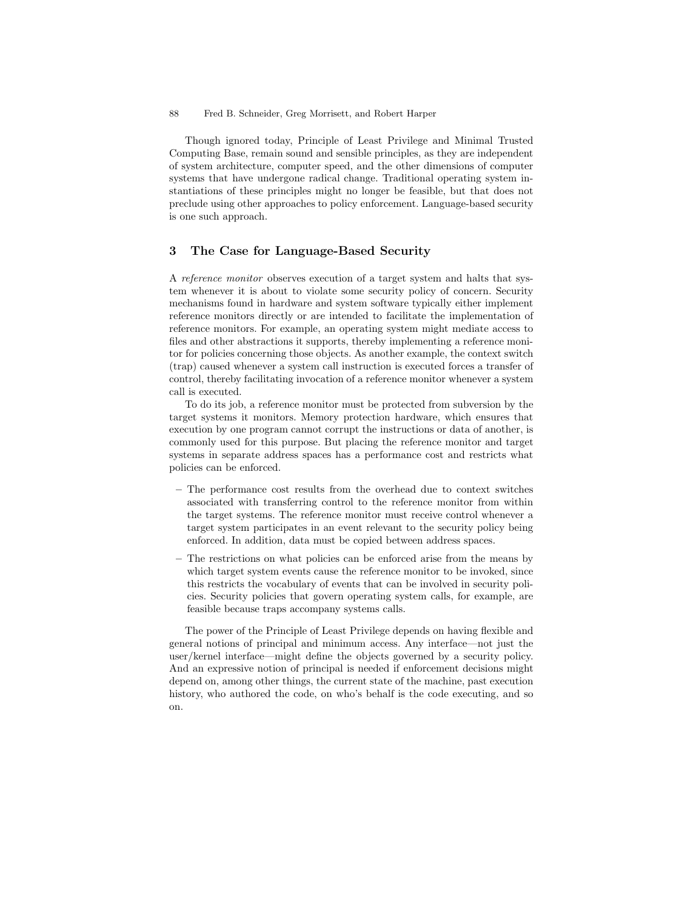Though ignored today, Principle of Least Privilege and Minimal Trusted Computing Base, remain sound and sensible principles, as they are independent of system architecture, computer speed, and the other dimensions of computer systems that have undergone radical change. Traditional operating system instantiations of these principles might no longer be feasible, but that does not preclude using other approaches to policy enforcement. Language-based security is one such approach.

## 3 The Case for Language-Based Security

A *reference monitor* observes execution of a target system and halts that system whenever it is about to violate some security policy of concern. Security mechanisms found in hardware and system software typically either implement reference monitors directly or are intended to facilitate the implementation of reference monitors. For example, an operating system might mediate access to files and other abstractions it supports, thereby implementing a reference monitor for policies concerning those objects. As another example, the context switch (trap) caused whenever a system call instruction is executed forces a transfer of control, thereby facilitating invocation of a reference monitor whenever a system call is executed.

To do its job, a reference monitor must be protected from subversion by the target systems it monitors. Memory protection hardware, which ensures that execution by one program cannot corrupt the instructions or data of another, is commonly used for this purpose. But placing the reference monitor and target systems in separate address spaces has a performance cost and restricts what policies can be enforced.

- The performance cost results from the overhead due to context switches associated with transferring control to the reference monitor from within the target systems. The reference monitor must receive control whenever a target system participates in an event relevant to the security policy being enforced. In addition, data must be copied between address spaces.
- The restrictions on what policies can be enforced arise from the means by which target system events cause the reference monitor to be invoked, since this restricts the vocabulary of events that can be involved in security policies. Security policies that govern operating system calls, for example, are feasible because traps accompany systems calls.

The power of the Principle of Least Privilege depends on having flexible and general notions of principal and minimum access. Any interface—not just the user/kernel interface—might define the objects governed by a security policy. And an expressive notion of principal is needed if enforcement decisions might depend on, among other things, the current state of the machine, past execution history, who authored the code, on who's behalf is the code executing, and so on.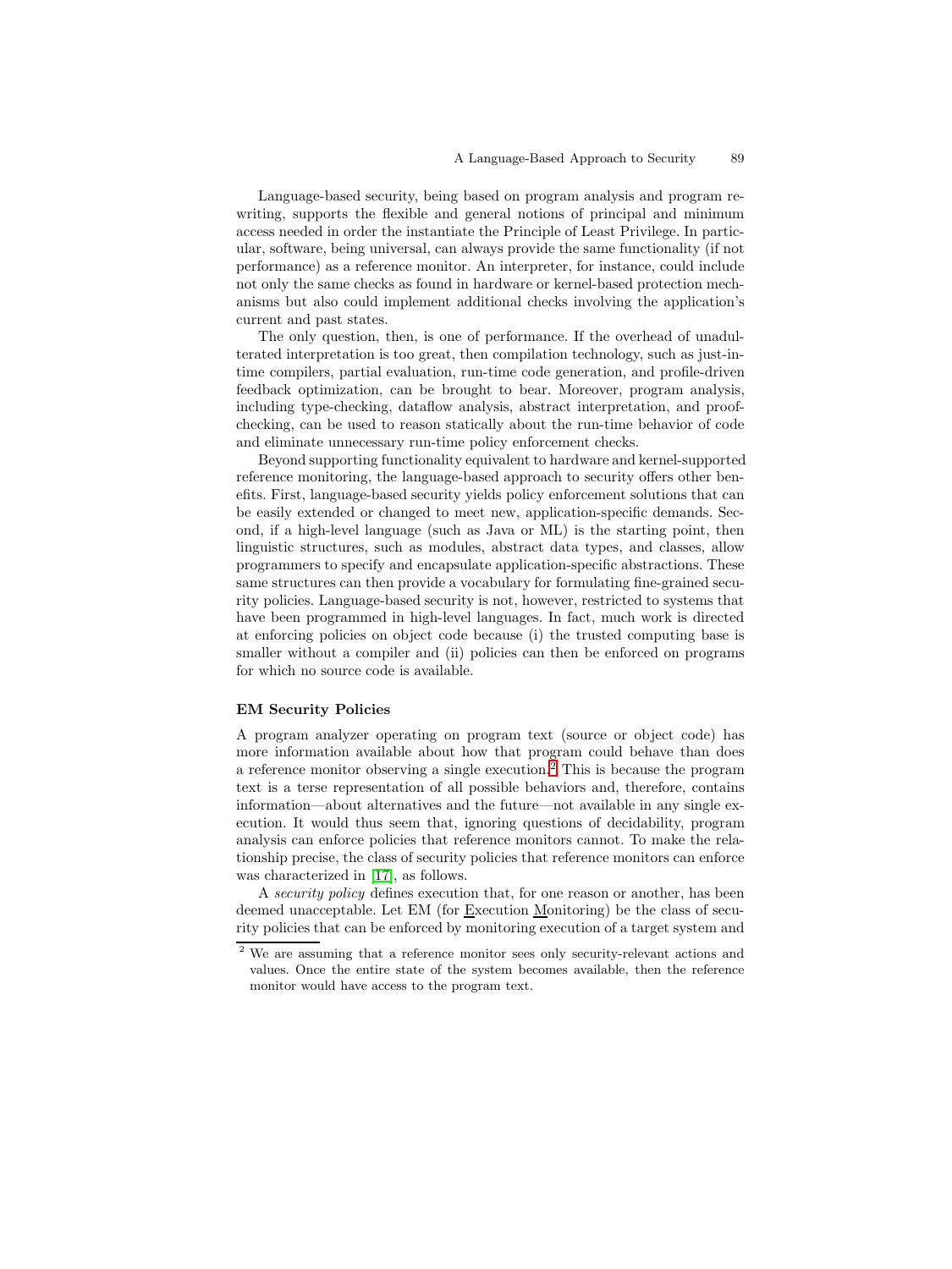Language-based security, being based on program analysis and program rewriting, supports the flexible and general notions of principal and minimum access needed in order the instantiate the Principle of Least Privilege. In particular, software, being universal, can always provide the same functionality (if not performance) as a reference monitor. An interpreter, for instance, could include not only the same checks as found in hardware or kernel-based protection mechanisms but also could implement additional checks involving the application's current and past states.

The only question, then, is one of performance. If the overhead of unadulterated interpretation is too great, then compilation technology, such as just-in-time compilers, partial evaluation, run-time code generation, and profile-driven feedback optimization, can be brought to bear. Moreover, program analysis, including type-checking, dataflow analysis, abstract interpretation, and proof-checking, can be used to reason statically about the run-time behavior of code and eliminate unnecessary run-time policy enforcement checks.

Beyond supporting functionality equivalent to hardware and kernel-supported reference monitoring, the language-based approach to security offers other benefits. First, language-based security yields policy enforcement solutions that can be easily extended or changed to meet new, application-specific demands. Second, if a high-level language (such as Java or ML) is the starting point, then linguistic structures, such as modules, abstract data types, and classes, allow programmers to specify and encapsulate application-specific abstractions. These same structures can then provide a vocabulary for formulating fine-grained security policies. Language-based security is not, however, restricted to systems that have been programmed in high-level languages. In fact, much work is directed at enforcing policies on object code because (i) the trusted computing base is smaller without a compiler and (ii) policies can then be enforced on programs for which no source code is available.

### EM Security Policies

A program analyzer operating on program text (source or object code) has more information available about how that program could behave than does a reference monitor observing a single execution.[2] This is because the program text is a terse representation of all possible behaviors and, therefore, contains information—about alternatives and the future—not available in any single execution. It would thus seem that, ignoring questions of decidability, program analysis can enforce policies that reference monitors cannot. To make the relationship precise, the class of security policies that reference monitors can enforce was characterized in [17], as follows.

A *security policy* defines execution that, for one reason or another, has been deemed unacceptable. Let EM (for Execution Monitoring) be the class of security policies that can be enforced by monitoring execution of a target system and

[2] We are assuming that a reference monitor sees only security-relevant actions and values. Once the entire state of the system becomes available, then the reference monitor would have access to the program text.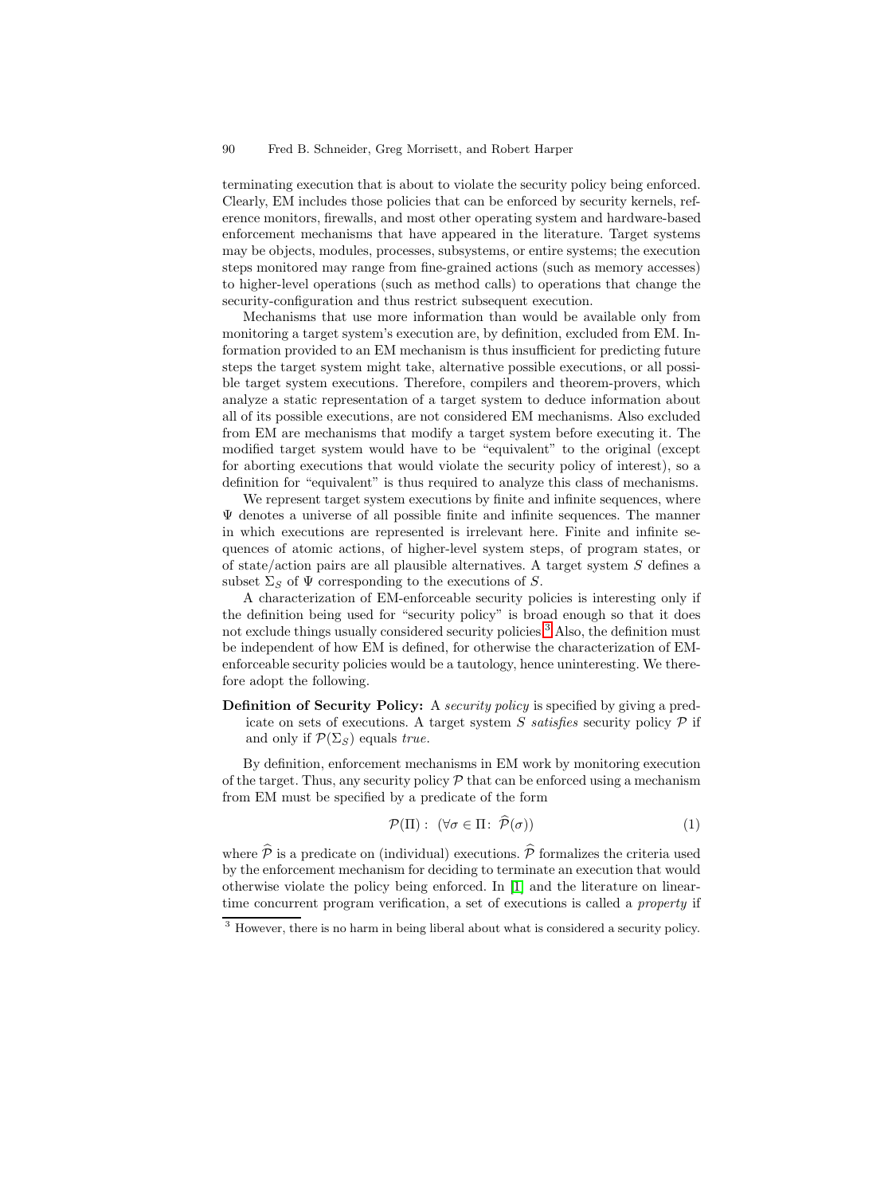terminating execution that is about to violate the security policy being enforced. Clearly, EM includes those policies that can be enforced by security kernels, reference monitors, firewalls, and most other operating system and hardware-based enforcement mechanisms that have appeared in the literature. Target systems may be objects, modules, processes, subsystems, or entire systems; the execution steps monitored may range from fine-grained actions (such as memory accesses) to higher-level operations (such as method calls) to operations that change the security-configuration and thus restrict subsequent execution.

Mechanisms that use more information than would be available only from monitoring a target system's execution are, by definition, excluded from EM. Information provided to an EM mechanism is thus insufficient for predicting future steps the target system might take, alternative possible executions, or all possible target system executions. Therefore, compilers and theorem-provers, which analyze a static representation of a target system to deduce information about all of its possible executions, are not considered EM mechanisms. Also excluded from EM are mechanisms that modify a target system before executing it. The modified target system would have to be "equivalent" to the original (except for aborting executions that would violate the security policy of interest), so a definition for "equivalent" is thus required to analyze this class of mechanisms.

We represent target system executions by finite and infinite sequences, where $\Psi$ denotes a universe of all possible finite and infinite sequences. The manner in which executions are represented is irrelevant here. Finite and infinite sequences of atomic actions, of higher-level system steps, of program states, or of state/action pairs are all plausible alternatives. A target system $S$ defines a subset $\Sigma_S$ of $\Psi$ corresponding to the executions of $S$.

A characterization of EM-enforceable security policies is interesting only if the definition being used for "security policy" is broad enough so that it does not exclude things usually considered security policies.[3] Also, the definition must be independent of how EM is defined, for otherwise the characterization of EM-enforceable security policies would be a tautology, hence uninteresting. We therefore adopt the following.

**Definition of Security Policy:** A *security policy* is specified by giving a predicate on sets of executions. A target system $S$ *satisfies* security policy $\mathcal{P}$ if and only if $\mathcal{P}(\Sigma_S)$ equals *true*.

By definition, enforcement mechanisms in EM work by monitoring execution of the target. Thus, any security policy $\mathcal{P}$ that can be enforced using a mechanism from EM must be specified by a predicate of the form

$$\mathcal{P}(\Pi): \ (\forall \sigma \in \Pi: \ \widehat{\mathcal{P}}(\sigma)) \tag{1}$$

where $\widehat{\mathcal{P}}$ is a predicate on (individual) executions. $\widehat{\mathcal{P}}$ formalizes the criteria used by the enforcement mechanism for deciding to terminate an execution that would otherwise violate the policy being enforced. In [1] and the literature on linear-time concurrent program verification, a set of executions is called a *property* if

[3] However, there is no harm in being liberal about what is considered a security policy.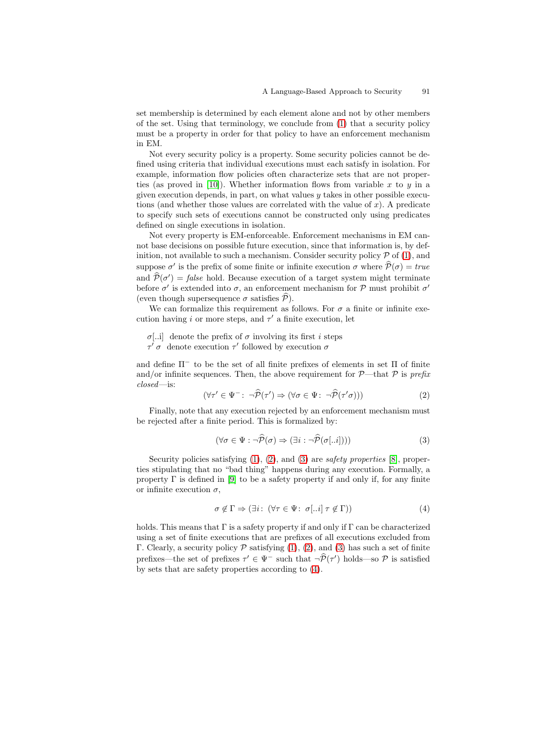set membership is determined by each element alone and not by other members of the set. Using that terminology, we conclude from (1) that a security policy must be a property in order for that policy to have an enforcement mechanism in EM.

Not every security policy is a property. Some security policies cannot be defined using criteria that individual executions must each satisfy in isolation. For example, information flow policies often characterize sets that are not properties (as proved in [10]). Whether information flows from variable $x$ to $y$ in a given execution depends, in part, on what values $y$ takes in other possible executions (and whether those values are correlated with the value of $x$). A predicate to specify such sets of executions cannot be constructed only using predicates defined on single executions in isolation.

Not every property is EM-enforceable. Enforcement mechanisms in EM cannot base decisions on possible future execution, since that information is, by definition, not available to such a mechanism. Consider security policy $\mathcal{P}$ of (1), and suppose $\sigma'$ is the prefix of some finite or infinite execution $\sigma$ where $\widehat{\mathcal{P}}(\sigma) = true$ and $\widehat{\mathcal{P}}(\sigma') = false$ hold. Because execution of a target system might terminate before $\sigma'$ is extended into $\sigma$, an enforcement mechanism for $\mathcal{P}$ must prohibit $\sigma'$ (even though supersequence $\sigma$ satisfies $\widehat{\mathcal{P}}$).

We can formalize this requirement as follows. For $\sigma$ a finite or infinite execution having $i$ or more steps, and $\tau'$ a finite execution, let

$\sigma[..i]$ denote the prefix of $\sigma$ involving its first $i$ steps
$\tau'\,\sigma$ denote execution $\tau'$ followed by execution $\sigma$

and define $\Pi^-$ to be the set of all finite prefixes of elements in set $\Pi$ of finite and/or infinite sequences. Then, the above requirement for $\mathcal{P}$—that $\mathcal{P}$ is *prefix closed*—is:

$$(\forall \tau' \in \Psi^- :\ \neg\widehat{\mathcal{P}}(\tau') \Rightarrow (\forall \sigma \in \Psi :\ \neg\widehat{\mathcal{P}}(\tau'\sigma))) \tag{2}$$

Finally, note that any execution rejected by an enforcement mechanism must be rejected after a finite period. This is formalized by:

$$(\forall \sigma \in \Psi : \neg\widehat{\mathcal{P}}(\sigma) \Rightarrow (\exists i : \neg\widehat{\mathcal{P}}(\sigma[..i]))) \tag{3}$$

Security policies satisfying (1), (2), and (3) are *safety properties* [8], properties stipulating that no "bad thing" happens during any execution. Formally, a property $\Gamma$ is defined in [9] to be a safety property if and only if, for any finite or infinite execution $\sigma$,

$$\sigma \notin \Gamma \Rightarrow (\exists i :\ (\forall \tau \in \Psi :\ \sigma[..i]\,\tau \notin \Gamma)) \tag{4}$$

holds. This means that $\Gamma$ is a safety property if and only if $\Gamma$ can be characterized using a set of finite executions that are prefixes of all executions excluded from $\Gamma$. Clearly, a security policy $\mathcal{P}$ satisfying (1), (2), and (3) has such a set of finite prefixes—the set of prefixes $\tau' \in \Psi^-$ such that $\neg\widehat{\mathcal{P}}(\tau')$ holds—so $\mathcal{P}$ is satisfied by sets that are safety properties according to (4).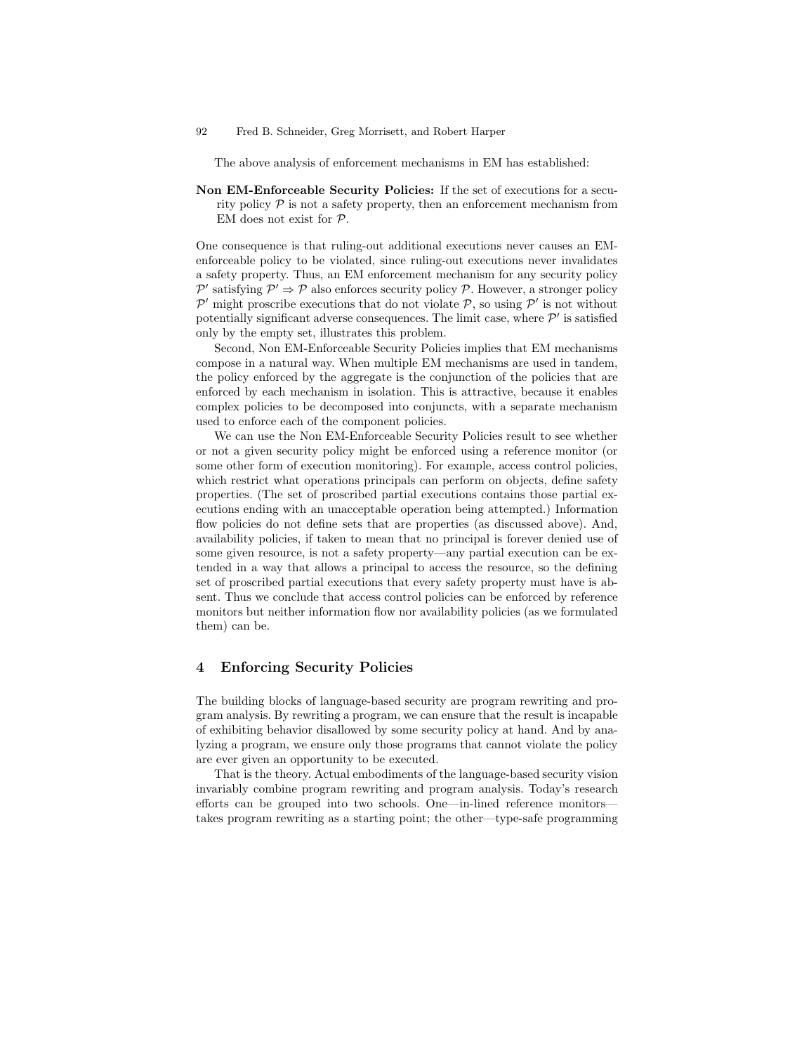The above analysis of enforcement mechanisms in EM has established:

**Non EM-Enforceable Security Policies:** If the set of executions for a security policy $\mathcal{P}$ is not a safety property, then an enforcement mechanism from EM does not exist for $\mathcal{P}$.

One consequence is that ruling-out additional executions never causes an EM-enforceable policy to be violated, since ruling-out executions never invalidates a safety property. Thus, an EM enforcement mechanism for any security policy $\mathcal{P}'$ satisfying $\mathcal{P}' \Rightarrow \mathcal{P}$ also enforces security policy $\mathcal{P}$. However, a stronger policy $\mathcal{P}'$ might proscribe executions that do not violate $\mathcal{P}$, so using $\mathcal{P}'$ is not without potentially significant adverse consequences. The limit case, where $\mathcal{P}'$ is satisfied only by the empty set, illustrates this problem.

Second, Non EM-Enforceable Security Policies implies that EM mechanisms compose in a natural way. When multiple EM mechanisms are used in tandem, the policy enforced by the aggregate is the conjunction of the policies that are enforced by each mechanism in isolation. This is attractive, because it enables complex policies to be decomposed into conjuncts, with a separate mechanism used to enforce each of the component policies.

We can use the Non EM-Enforceable Security Policies result to see whether or not a given security policy might be enforced using a reference monitor (or some other form of execution monitoring). For example, access control policies, which restrict what operations principals can perform on objects, define safety properties. (The set of proscribed partial executions contains those partial executions ending with an unacceptable operation being attempted.) Information flow policies do not define sets that are properties (as discussed above). And, availability policies, if taken to mean that no principal is forever denied use of some given resource, is not a safety property—any partial execution can be extended in a way that allows a principal to access the resource, so the defining set of proscribed partial executions that every safety property must have is absent. Thus we conclude that access control policies can be enforced by reference monitors but neither information flow nor availability policies (as we formulated them) can be.

## 4 Enforcing Security Policies

The building blocks of language-based security are program rewriting and program analysis. By rewriting a program, we can ensure that the result is incapable of exhibiting behavior disallowed by some security policy at hand. And by analyzing a program, we ensure only those programs that cannot violate the policy are ever given an opportunity to be executed.

That is the theory. Actual embodiments of the language-based security vision invariably combine program rewriting and program analysis. Today's research efforts can be grouped into two schools. One—in-lined reference monitors—takes program rewriting as a starting point; the other—type-safe programming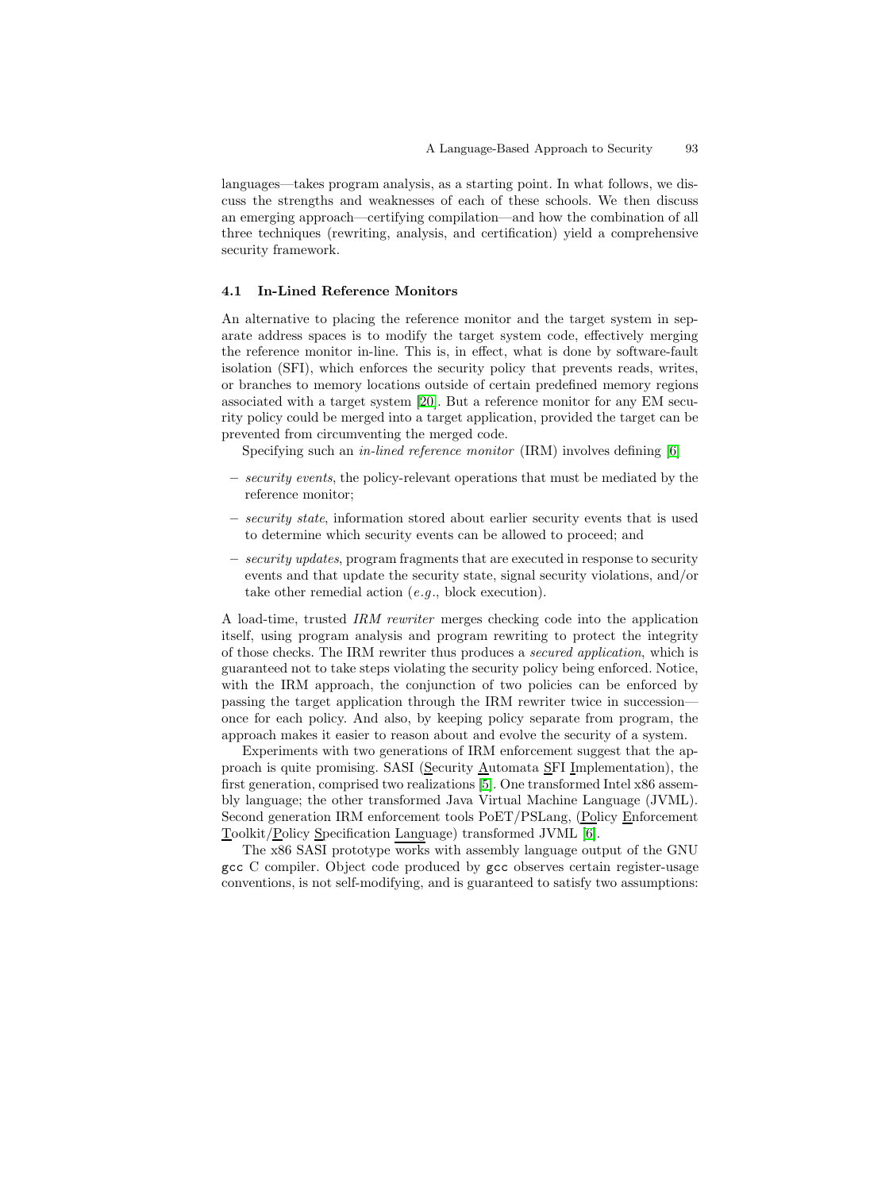languages—takes program analysis, as a starting point. In what follows, we discuss the strengths and weaknesses of each of these schools. We then discuss an emerging approach—certifying compilation—and how the combination of all three techniques (rewriting, analysis, and certification) yield a comprehensive security framework.

### 4.1 In-Lined Reference Monitors

An alternative to placing the reference monitor and the target system in separate address spaces is to modify the target system code, effectively merging the reference monitor in-line. This is, in effect, what is done by software-fault isolation (SFI), which enforces the security policy that prevents reads, writes, or branches to memory locations outside of certain predefined memory regions associated with a target system [20]. But a reference monitor for any EM security policy could be merged into a target application, provided the target can be prevented from circumventing the merged code.

Specifying such an *in-lined reference monitor* (IRM) involves defining [6]

- *security events*, the policy-relevant operations that must be mediated by the reference monitor;
- *security state*, information stored about earlier security events that is used to determine which security events can be allowed to proceed; and
- *security updates*, program fragments that are executed in response to security events and that update the security state, signal security violations, and/or take other remedial action (*e.g.*, block execution).

A load-time, trusted *IRM rewriter* merges checking code into the application itself, using program analysis and program rewriting to protect the integrity of those checks. The IRM rewriter thus produces a *secured application*, which is guaranteed not to take steps violating the security policy being enforced. Notice, with the IRM approach, the conjunction of two policies can be enforced by passing the target application through the IRM rewriter twice in succession—once for each policy. And also, by keeping policy separate from program, the approach makes it easier to reason about and evolve the security of a system.

Experiments with two generations of IRM enforcement suggest that the approach is quite promising. SASI (Security Automata SFI Implementation), the first generation, comprised two realizations [5]. One transformed Intel x86 assembly language; the other transformed Java Virtual Machine Language (JVML). Second generation IRM enforcement tools PoET/PSLang, (Policy Enforcement Toolkit/Policy Specification Language) transformed JVML [6].

The x86 SASI prototype works with assembly language output of the GNU gcc C compiler. Object code produced by gcc observes certain register-usage conventions, is not self-modifying, and is guaranteed to satisfy two assumptions: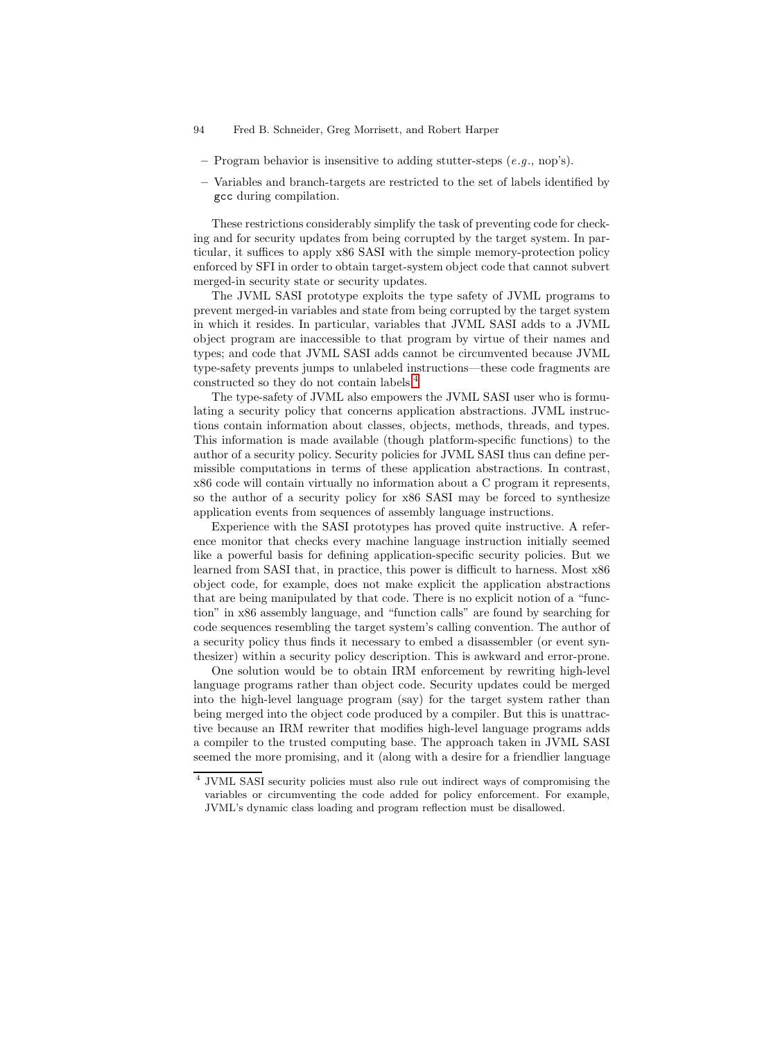- Program behavior is insensitive to adding stutter-steps (*e.g.*, nop's).
- Variables and branch-targets are restricted to the set of labels identified by `gcc` during compilation.

These restrictions considerably simplify the task of preventing code for checking and for security updates from being corrupted by the target system. In particular, it suffices to apply x86 SASI with the simple memory-protection policy enforced by SFI in order to obtain target-system object code that cannot subvert merged-in security state or security updates.

The JVML SASI prototype exploits the type safety of JVML programs to prevent merged-in variables and state from being corrupted by the target system in which it resides. In particular, variables that JVML SASI adds to a JVML object program are inaccessible to that program by virtue of their names and types; and code that JVML SASI adds cannot be circumvented because JVML type-safety prevents jumps to unlabeled instructions—these code fragments are constructed so they do not contain labels.[4]

The type-safety of JVML also empowers the JVML SASI user who is formulating a security policy that concerns application abstractions. JVML instructions contain information about classes, objects, methods, threads, and types. This information is made available (though platform-specific functions) to the author of a security policy. Security policies for JVML SASI thus can define permissible computations in terms of these application abstractions. In contrast, x86 code will contain virtually no information about a C program it represents, so the author of a security policy for x86 SASI may be forced to synthesize application events from sequences of assembly language instructions.

Experience with the SASI prototypes has proved quite instructive. A reference monitor that checks every machine language instruction initially seemed like a powerful basis for defining application-specific security policies. But we learned from SASI that, in practice, this power is difficult to harness. Most x86 object code, for example, does not make explicit the application abstractions that are being manipulated by that code. There is no explicit notion of a "function" in x86 assembly language, and "function calls" are found by searching for code sequences resembling the target system's calling convention. The author of a security policy thus finds it necessary to embed a disassembler (or event synthesizer) within a security policy description. This is awkward and error-prone.

One solution would be to obtain IRM enforcement by rewriting high-level language programs rather than object code. Security updates could be merged into the high-level language program (say) for the target system rather than being merged into the object code produced by a compiler. But this is unattractive because an IRM rewriter that modifies high-level language programs adds a compiler to the trusted computing base. The approach taken in JVML SASI seemed the more promising, and it (along with a desire for a friendlier language

[4] JVML SASI security policies must also rule out indirect ways of compromising the variables or circumventing the code added for policy enforcement. For example, JVML's dynamic class loading and program reflection must be disallowed.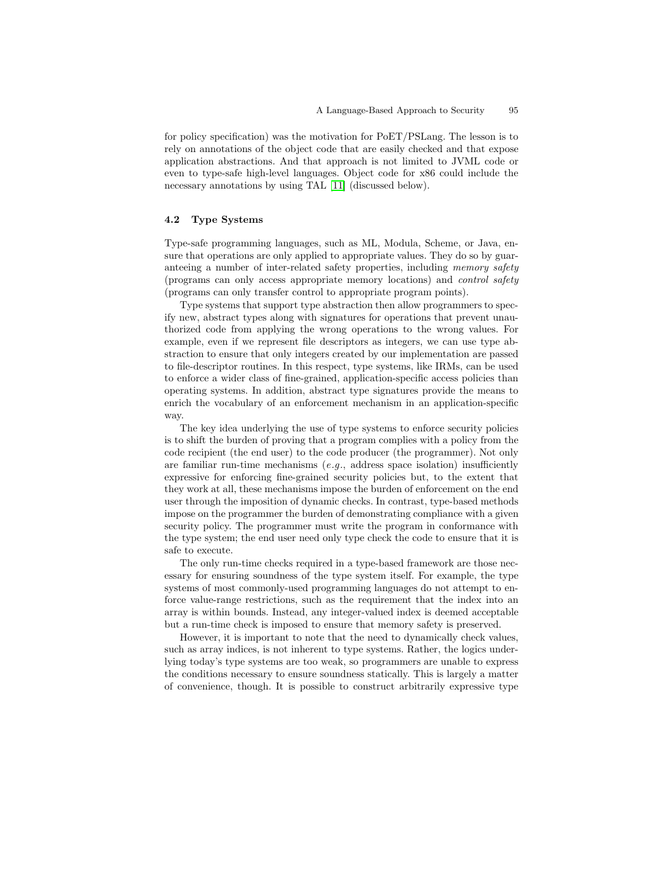for policy specification) was the motivation for PoET/PSLang. The lesson is to rely on annotations of the object code that are easily checked and that expose application abstractions. And that approach is not limited to JVML code or even to type-safe high-level languages. Object code for x86 could include the necessary annotations by using TAL [11] (discussed below).

### 4.2 Type Systems

Type-safe programming languages, such as ML, Modula, Scheme, or Java, ensure that operations are only applied to appropriate values. They do so by guaranteeing a number of inter-related safety properties, including *memory safety* (programs can only access appropriate memory locations) and *control safety* (programs can only transfer control to appropriate program points).

Type systems that support type abstraction then allow programmers to specify new, abstract types along with signatures for operations that prevent unauthorized code from applying the wrong operations to the wrong values. For example, even if we represent file descriptors as integers, we can use type abstraction to ensure that only integers created by our implementation are passed to file-descriptor routines. In this respect, type systems, like IRMs, can be used to enforce a wider class of fine-grained, application-specific access policies than operating systems. In addition, abstract type signatures provide the means to enrich the vocabulary of an enforcement mechanism in an application-specific way.

The key idea underlying the use of type systems to enforce security policies is to shift the burden of proving that a program complies with a policy from the code recipient (the end user) to the code producer (the programmer). Not only are familiar run-time mechanisms (*e.g.*, address space isolation) insufficiently expressive for enforcing fine-grained security policies but, to the extent that they work at all, these mechanisms impose the burden of enforcement on the end user through the imposition of dynamic checks. In contrast, type-based methods impose on the programmer the burden of demonstrating compliance with a given security policy. The programmer must write the program in conformance with the type system; the end user need only type check the code to ensure that it is safe to execute.

The only run-time checks required in a type-based framework are those necessary for ensuring soundness of the type system itself. For example, the type systems of most commonly-used programming languages do not attempt to enforce value-range restrictions, such as the requirement that the index into an array is within bounds. Instead, any integer-valued index is deemed acceptable but a run-time check is imposed to ensure that memory safety is preserved.

However, it is important to note that the need to dynamically check values, such as array indices, is not inherent to type systems. Rather, the logics underlying today's type systems are too weak, so programmers are unable to express the conditions necessary to ensure soundness statically. This is largely a matter of convenience, though. It is possible to construct arbitrarily expressive type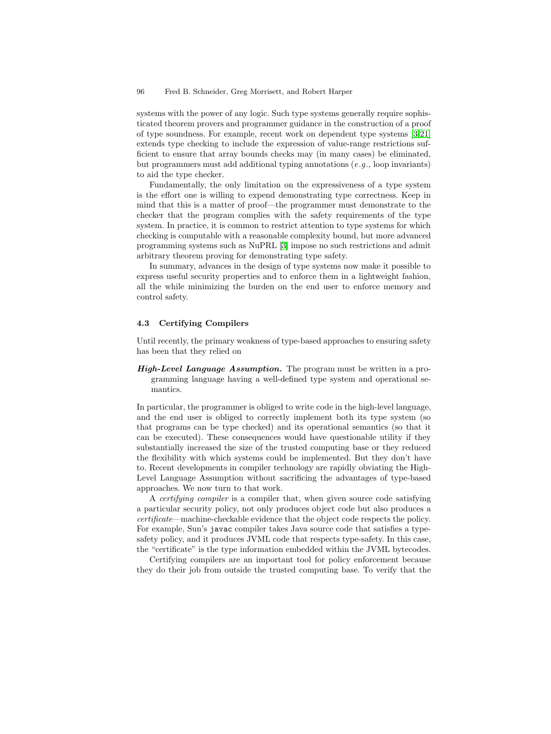systems with the power of any logic. Such type systems generally require sophisticated theorem provers and programmer guidance in the construction of a proof of type soundness. For example, recent work on dependent type systems [3,21] extends type checking to include the expression of value-range restrictions sufficient to ensure that array bounds checks may (in many cases) be eliminated, but programmers must add additional typing annotations (*e.g.*, loop invariants) to aid the type checker.

Fundamentally, the only limitation on the expressiveness of a type system is the effort one is willing to expend demonstrating type correctness. Keep in mind that this is a matter of proof—the programmer must demonstrate to the checker that the program complies with the safety requirements of the type system. In practice, it is common to restrict attention to type systems for which checking is computable with a reasonable complexity bound, but more advanced programming systems such as NuPRL [3] impose no such restrictions and admit arbitrary theorem proving for demonstrating type safety.

In summary, advances in the design of type systems now make it possible to express useful security properties and to enforce them in a lightweight fashion, all the while minimizing the burden on the end user to enforce memory and control safety.

### 4.3 Certifying Compilers

Until recently, the primary weakness of type-based approaches to ensuring safety has been that they relied on

***High-Level Language Assumption.*** The program must be written in a programming language having a well-defined type system and operational semantics.

In particular, the programmer is obliged to write code in the high-level language, and the end user is obliged to correctly implement both its type system (so that programs can be type checked) and its operational semantics (so that it can be executed). These consequences would have questionable utility if they substantially increased the size of the trusted computing base or they reduced the flexibility with which systems could be implemented. But they don't have to. Recent developments in compiler technology are rapidly obviating the High-Level Language Assumption without sacrificing the advantages of type-based approaches. We now turn to that work.

A *certifying compiler* is a compiler that, when given source code satisfying a particular security policy, not only produces object code but also produces a *certificate*—machine-checkable evidence that the object code respects the policy. For example, Sun's `javac` compiler takes Java source code that satisfies a type-safety policy, and it produces JVML code that respects type-safety. In this case, the "certificate" is the type information embedded within the JVML bytecodes.

Certifying compilers are an important tool for policy enforcement because they do their job from outside the trusted computing base. To verify that the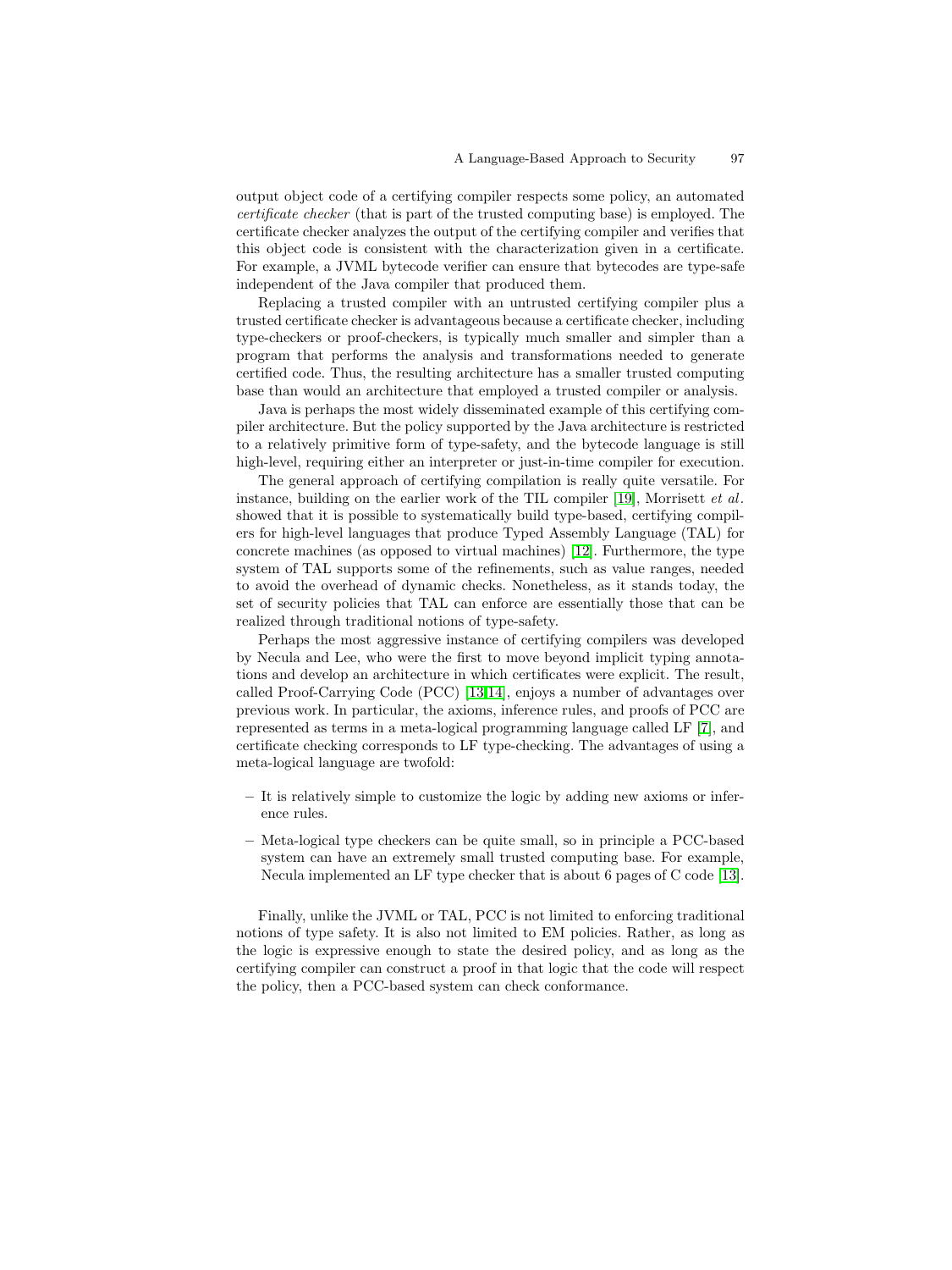output object code of a certifying compiler respects some policy, an automated *certificate checker* (that is part of the trusted computing base) is employed. The certificate checker analyzes the output of the certifying compiler and verifies that this object code is consistent with the characterization given in a certificate. For example, a JVML bytecode verifier can ensure that bytecodes are type-safe independent of the Java compiler that produced them.

Replacing a trusted compiler with an untrusted certifying compiler plus a trusted certificate checker is advantageous because a certificate checker, including type-checkers or proof-checkers, is typically much smaller and simpler than a program that performs the analysis and transformations needed to generate certified code. Thus, the resulting architecture has a smaller trusted computing base than would an architecture that employed a trusted compiler or analysis.

Java is perhaps the most widely disseminated example of this certifying compiler architecture. But the policy supported by the Java architecture is restricted to a relatively primitive form of type-safety, and the bytecode language is still high-level, requiring either an interpreter or just-in-time compiler for execution.

The general approach of certifying compilation is really quite versatile. For instance, building on the earlier work of the TIL compiler [19], Morrisett *et al.* showed that it is possible to systematically build type-based, certifying compilers for high-level languages that produce Typed Assembly Language (TAL) for concrete machines (as opposed to virtual machines) [12]. Furthermore, the type system of TAL supports some of the refinements, such as value ranges, needed to avoid the overhead of dynamic checks. Nonetheless, as it stands today, the set of security policies that TAL can enforce are essentially those that can be realized through traditional notions of type-safety.

Perhaps the most aggressive instance of certifying compilers was developed by Necula and Lee, who were the first to move beyond implicit typing annotations and develop an architecture in which certificates were explicit. The result, called Proof-Carrying Code (PCC) [13,14], enjoys a number of advantages over previous work. In particular, the axioms, inference rules, and proofs of PCC are represented as terms in a meta-logical programming language called LF [7], and certificate checking corresponds to LF type-checking. The advantages of using a meta-logical language are twofold:

- It is relatively simple to customize the logic by adding new axioms or inference rules.
- Meta-logical type checkers can be quite small, so in principle a PCC-based system can have an extremely small trusted computing base. For example, Necula implemented an LF type checker that is about 6 pages of C code [13].

Finally, unlike the JVML or TAL, PCC is not limited to enforcing traditional notions of type safety. It is also not limited to EM policies. Rather, as long as the logic is expressive enough to state the desired policy, and as long as the certifying compiler can construct a proof in that logic that the code will respect the policy, then a PCC-based system can check conformance.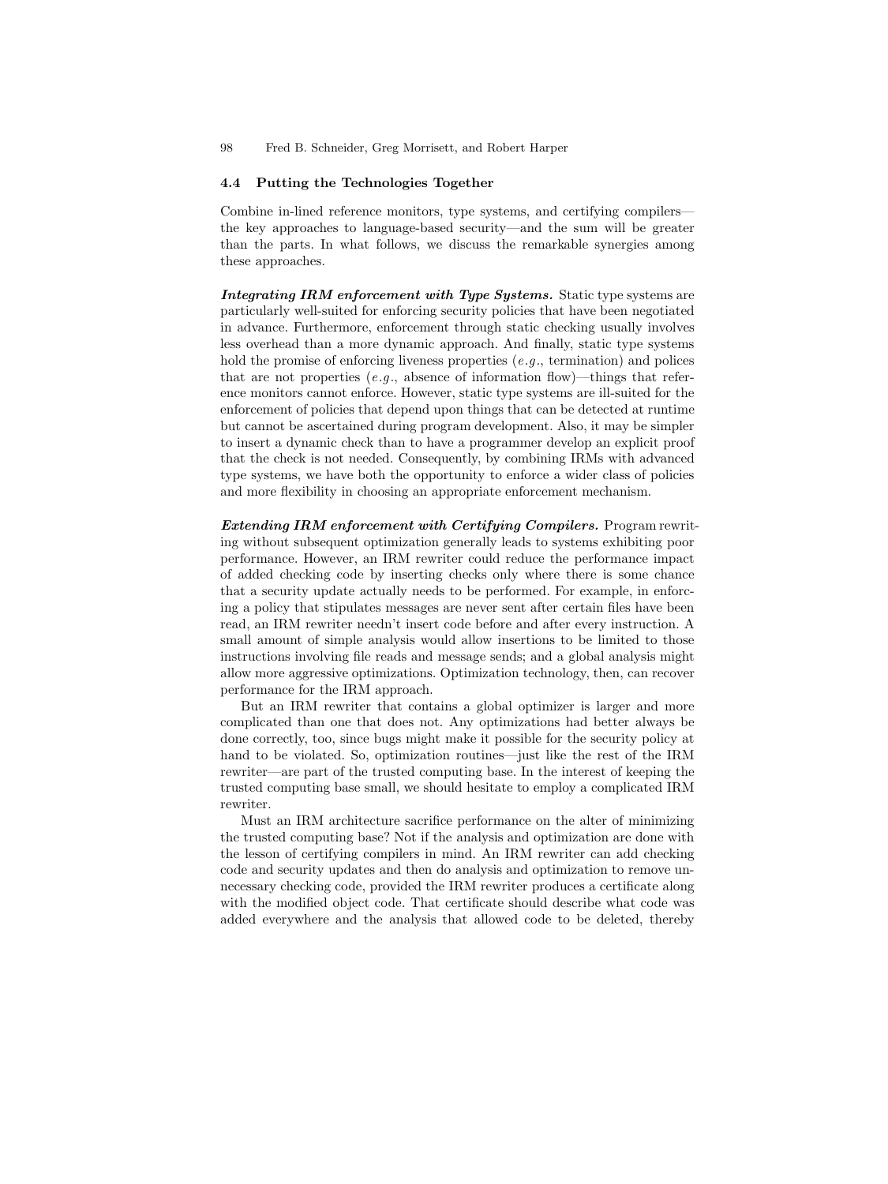### 4.4 Putting the Technologies Together

Combine in-lined reference monitors, type systems, and certifying compilers—the key approaches to language-based security—and the sum will be greater than the parts. In what follows, we discuss the remarkable synergies among these approaches.

***Integrating IRM enforcement with Type Systems.*** Static type systems are particularly well-suited for enforcing security policies that have been negotiated in advance. Furthermore, enforcement through static checking usually involves less overhead than a more dynamic approach. And finally, static type systems hold the promise of enforcing liveness properties (*e.g.*, termination) and polices that are not properties (*e.g.*, absence of information flow)—things that reference monitors cannot enforce. However, static type systems are ill-suited for the enforcement of policies that depend upon things that can be detected at runtime but cannot be ascertained during program development. Also, it may be simpler to insert a dynamic check than to have a programmer develop an explicit proof that the check is not needed. Consequently, by combining IRMs with advanced type systems, we have both the opportunity to enforce a wider class of policies and more flexibility in choosing an appropriate enforcement mechanism.

***Extending IRM enforcement with Certifying Compilers.*** Program rewriting without subsequent optimization generally leads to systems exhibiting poor performance. However, an IRM rewriter could reduce the performance impact of added checking code by inserting checks only where there is some chance that a security update actually needs to be performed. For example, in enforcing a policy that stipulates messages are never sent after certain files have been read, an IRM rewriter needn't insert code before and after every instruction. A small amount of simple analysis would allow insertions to be limited to those instructions involving file reads and message sends; and a global analysis might allow more aggressive optimizations. Optimization technology, then, can recover performance for the IRM approach.

But an IRM rewriter that contains a global optimizer is larger and more complicated than one that does not. Any optimizations had better always be done correctly, too, since bugs might make it possible for the security policy at hand to be violated. So, optimization routines—just like the rest of the IRM rewriter—are part of the trusted computing base. In the interest of keeping the trusted computing base small, we should hesitate to employ a complicated IRM rewriter.

Must an IRM architecture sacrifice performance on the alter of minimizing the trusted computing base? Not if the analysis and optimization are done with the lesson of certifying compilers in mind. An IRM rewriter can add checking code and security updates and then do analysis and optimization to remove unnecessary checking code, provided the IRM rewriter produces a certificate along with the modified object code. That certificate should describe what code was added everywhere and the analysis that allowed code to be deleted, thereby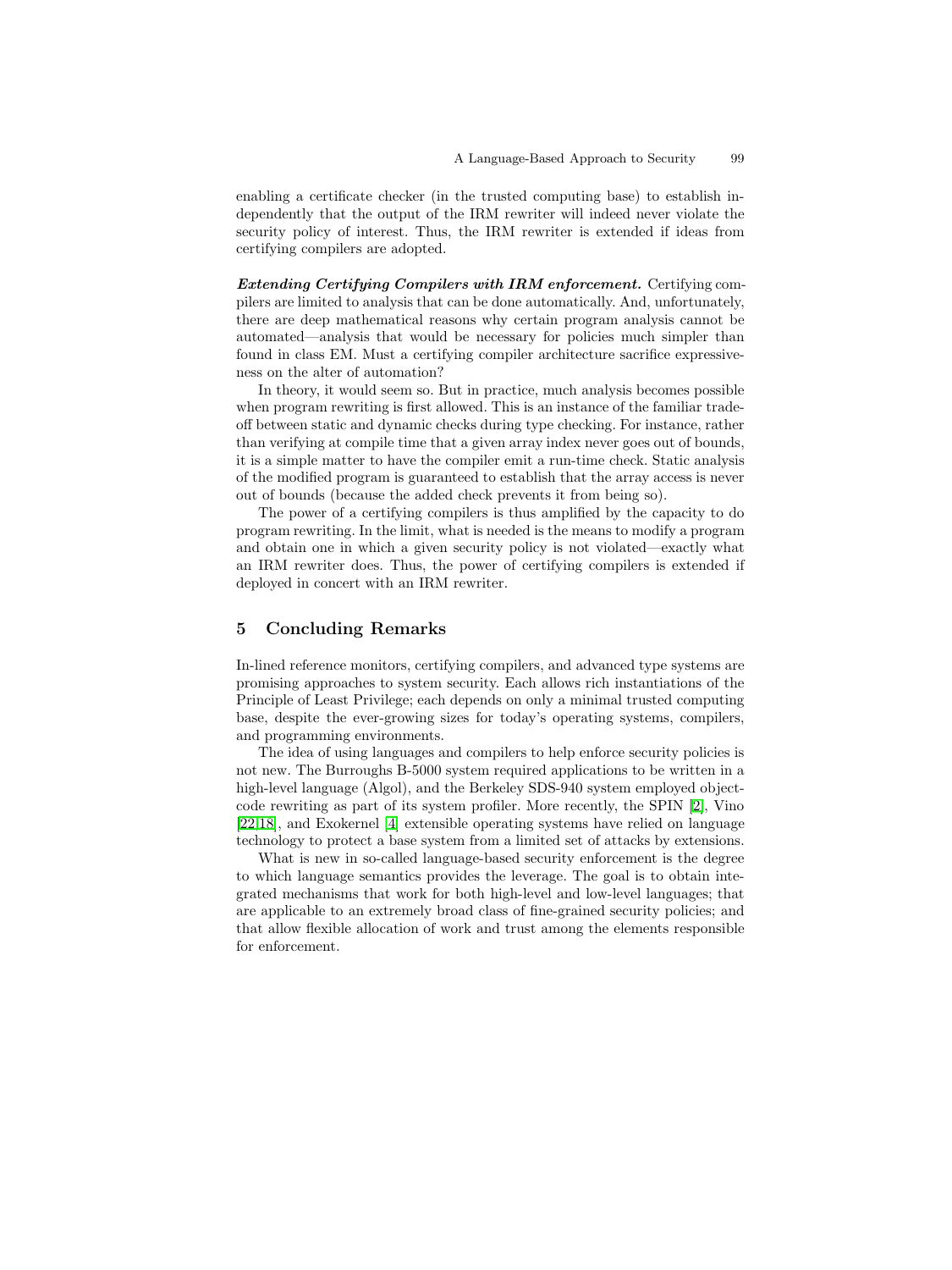enabling a certificate checker (in the trusted computing base) to establish independently that the output of the IRM rewriter will indeed never violate the security policy of interest. Thus, the IRM rewriter is extended if ideas from certifying compilers are adopted.

***Extending Certifying Compilers with IRM enforcement.*** Certifying compilers are limited to analysis that can be done automatically. And, unfortunately, there are deep mathematical reasons why certain program analysis cannot be automated—analysis that would be necessary for policies much simpler than found in class EM. Must a certifying compiler architecture sacrifice expressiveness on the alter of automation?

In theory, it would seem so. But in practice, much analysis becomes possible when program rewriting is first allowed. This is an instance of the familiar tradeoff between static and dynamic checks during type checking. For instance, rather than verifying at compile time that a given array index never goes out of bounds, it is a simple matter to have the compiler emit a run-time check. Static analysis of the modified program is guaranteed to establish that the array access is never out of bounds (because the added check prevents it from being so).

The power of a certifying compilers is thus amplified by the capacity to do program rewriting. In the limit, what is needed is the means to modify a program and obtain one in which a given security policy is not violated—exactly what an IRM rewriter does. Thus, the power of certifying compilers is extended if deployed in concert with an IRM rewriter.

## 5 Concluding Remarks

In-lined reference monitors, certifying compilers, and advanced type systems are promising approaches to system security. Each allows rich instantiations of the Principle of Least Privilege; each depends on only a minimal trusted computing base, despite the ever-growing sizes for today's operating systems, compilers, and programming environments.

The idea of using languages and compilers to help enforce security policies is not new. The Burroughs B-5000 system required applications to be written in a high-level language (Algol), and the Berkeley SDS-940 system employed object-code rewriting as part of its system profiler. More recently, the SPIN [2], Vino [22,18], and Exokernel [4] extensible operating systems have relied on language technology to protect a base system from a limited set of attacks by extensions.

What is new in so-called language-based security enforcement is the degree to which language semantics provides the leverage. The goal is to obtain integrated mechanisms that work for both high-level and low-level languages; that are applicable to an extremely broad class of fine-grained security policies; and that allow flexible allocation of work and trust among the elements responsible for enforcement.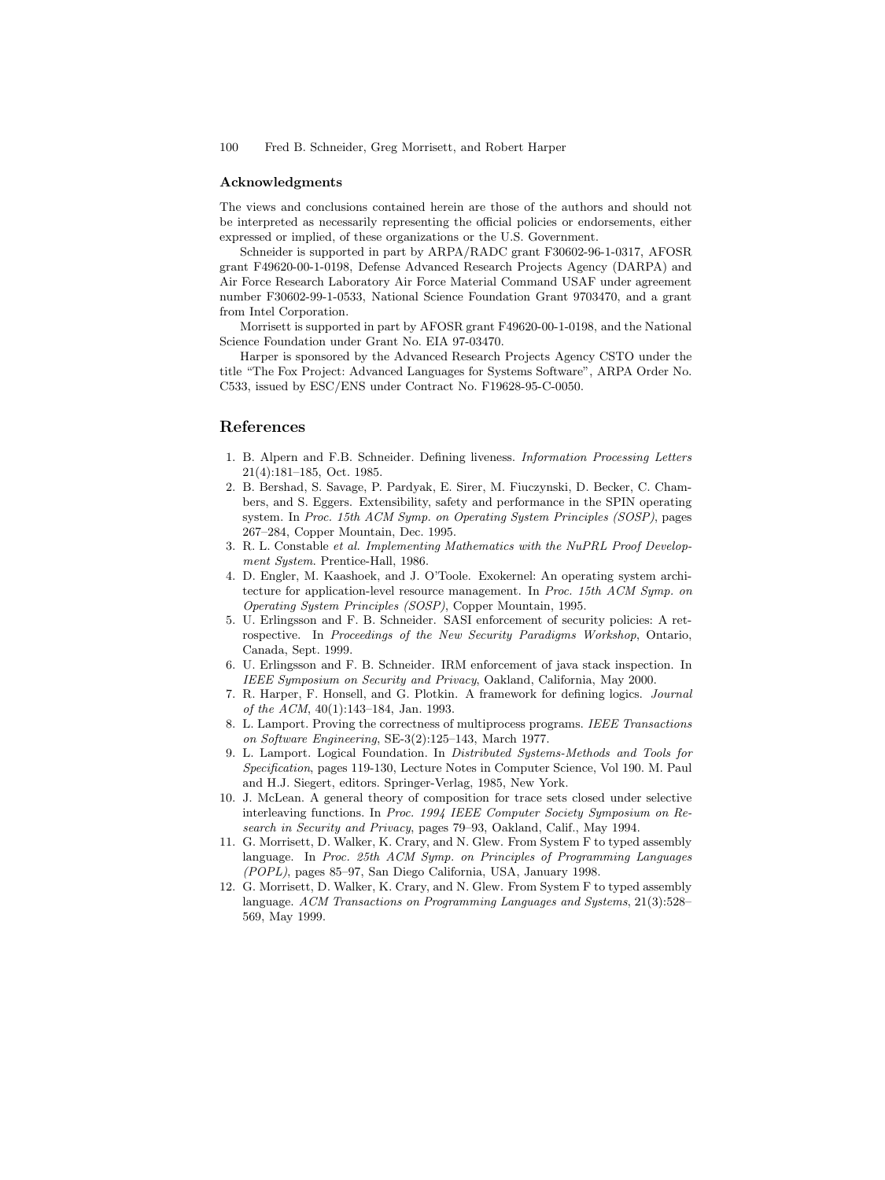### Acknowledgments

The views and conclusions contained herein are those of the authors and should not be interpreted as necessarily representing the official policies or endorsements, either expressed or implied, of these organizations or the U.S. Government.

Schneider is supported in part by ARPA/RADC grant F30602-96-1-0317, AFOSR grant F49620-00-1-0198, Defense Advanced Research Projects Agency (DARPA) and Air Force Research Laboratory Air Force Material Command USAF under agreement number F30602-99-1-0533, National Science Foundation Grant 9703470, and a grant from Intel Corporation.

Morrisett is supported in part by AFOSR grant F49620-00-1-0198, and the National Science Foundation under Grant No. EIA 97-03470.

Harper is sponsored by the Advanced Research Projects Agency CSTO under the title "The Fox Project: Advanced Languages for Systems Software", ARPA Order No. C533, issued by ESC/ENS under Contract No. F19628-95-C-0050.

## References

1. B. Alpern and F.B. Schneider. Defining liveness. *Information Processing Letters* 21(4):181–185, Oct. 1985.
2. B. Bershad, S. Savage, P. Pardyak, E. Sirer, M. Fiuczynski, D. Becker, C. Chambers, and S. Eggers. Extensibility, safety and performance in the SPIN operating system. In *Proc. 15th ACM Symp. on Operating System Principles (SOSP)*, pages 267–284, Copper Mountain, Dec. 1995.
3. R. L. Constable *et al. Implementing Mathematics with the NuPRL Proof Development System*. Prentice-Hall, 1986.
4. D. Engler, M. Kaashoek, and J. O'Toole. Exokernel: An operating system architecture for application-level resource management. In *Proc. 15th ACM Symp. on Operating System Principles (SOSP)*, Copper Mountain, 1995.
5. U. Erlingsson and F. B. Schneider. SASI enforcement of security policies: A retrospective. In *Proceedings of the New Security Paradigms Workshop*, Ontario, Canada, Sept. 1999.
6. U. Erlingsson and F. B. Schneider. IRM enforcement of java stack inspection. In *IEEE Symposium on Security and Privacy*, Oakland, California, May 2000.
7. R. Harper, F. Honsell, and G. Plotkin. A framework for defining logics. *Journal of the ACM*, 40(1):143–184, Jan. 1993.
8. L. Lamport. Proving the correctness of multiprocess programs. *IEEE Transactions on Software Engineering*, SE-3(2):125–143, March 1977.
9. L. Lamport. Logical Foundation. In *Distributed Systems-Methods and Tools for Specification*, pages 119-130, Lecture Notes in Computer Science, Vol 190. M. Paul and H.J. Siegert, editors. Springer-Verlag, 1985, New York.
10. J. McLean. A general theory of composition for trace sets closed under selective interleaving functions. In *Proc. 1994 IEEE Computer Society Symposium on Research in Security and Privacy*, pages 79–93, Oakland, Calif., May 1994.
11. G. Morrisett, D. Walker, K. Crary, and N. Glew. From System F to typed assembly language. In *Proc. 25th ACM Symp. on Principles of Programming Languages (POPL)*, pages 85–97, San Diego California, USA, January 1998.
12. G. Morrisett, D. Walker, K. Crary, and N. Glew. From System F to typed assembly language. *ACM Transactions on Programming Languages and Systems*, 21(3):528–569, May 1999.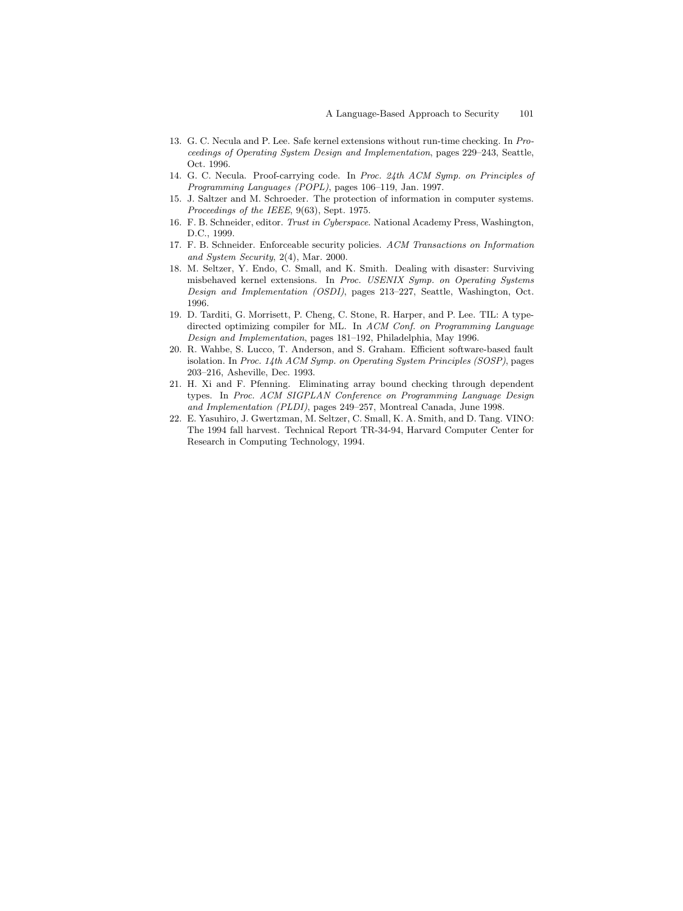13. G. C. Necula and P. Lee. Safe kernel extensions without run-time checking. In *Proceedings of Operating System Design and Implementation*, pages 229–243, Seattle, Oct. 1996.
14. G. C. Necula. Proof-carrying code. In *Proc. 24th ACM Symp. on Principles of Programming Languages (POPL)*, pages 106–119, Jan. 1997.
15. J. Saltzer and M. Schroeder. The protection of information in computer systems. *Proceedings of the IEEE*, 9(63), Sept. 1975.
16. F. B. Schneider, editor. *Trust in Cyberspace*. National Academy Press, Washington, D.C., 1999.
17. F. B. Schneider. Enforceable security policies. *ACM Transactions on Information and System Security*, 2(4), Mar. 2000.
18. M. Seltzer, Y. Endo, C. Small, and K. Smith. Dealing with disaster: Surviving misbehaved kernel extensions. In *Proc. USENIX Symp. on Operating Systems Design and Implementation (OSDI)*, pages 213–227, Seattle, Washington, Oct. 1996.
19. D. Tarditi, G. Morrisett, P. Cheng, C. Stone, R. Harper, and P. Lee. TIL: A type-directed optimizing compiler for ML. In *ACM Conf. on Programming Language Design and Implementation*, pages 181–192, Philadelphia, May 1996.
20. R. Wahbe, S. Lucco, T. Anderson, and S. Graham. Efficient software-based fault isolation. In *Proc. 14th ACM Symp. on Operating System Principles (SOSP)*, pages 203–216, Asheville, Dec. 1993.
21. H. Xi and F. Pfenning. Eliminating array bound checking through dependent types. In *Proc. ACM SIGPLAN Conference on Programming Language Design and Implementation (PLDI)*, pages 249–257, Montreal Canada, June 1998.
22. E. Yasuhiro, J. Gwertzman, M. Seltzer, C. Small, K. A. Smith, and D. Tang. VINO: The 1994 fall harvest. Technical Report TR-34-94, Harvard Computer Center for Research in Computing Technology, 1994.